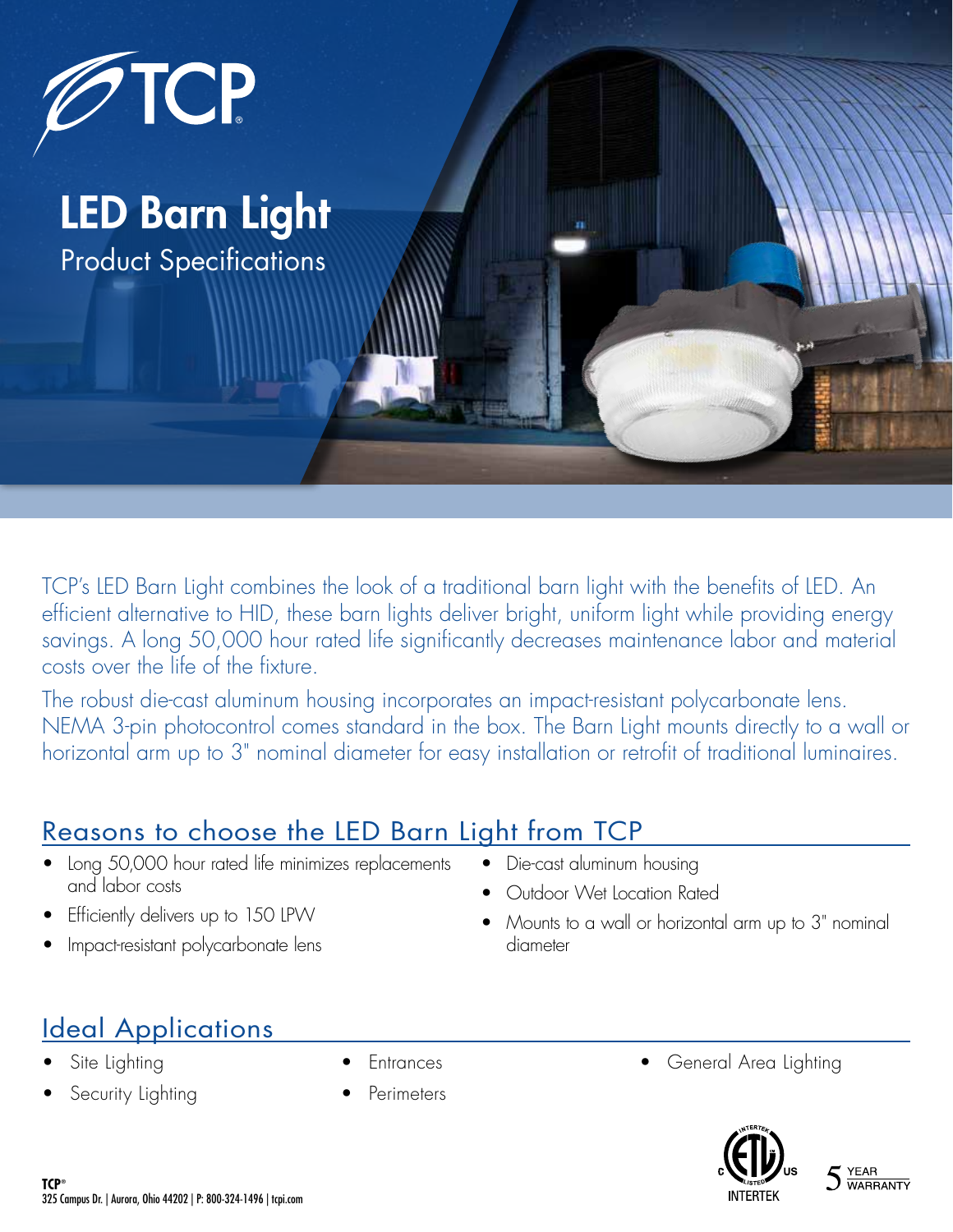TCP

# LED Barn Light

Product Specifications

TCP's LED Barn Light combines the look of a traditional barn light with the benefits of LED. An efficient alternative to HID, these barn lights deliver bright, uniform light while providing energy savings. A long 50,000 hour rated life significantly decreases maintenance labor and material costs over the life of the fixture.

The robust die-cast aluminum housing incorporates an impact-resistant polycarbonate lens. NEMA 3-pin photocontrol comes standard in the box. The Barn Light mounts directly to a wall or horizontal arm up to 3" nominal diameter for easy installation or retrofit of traditional luminaires.

## Reasons to choose the LED Barn Light from TCP

- Long 50,000 hour rated life minimizes replacements and labor costs
- Efficiently delivers up to 150 LPW
- Impact-resistant polycarbonate lens
- Die-cast aluminum housing
- Outdoor Wet Location Rated
- Mounts to a wall or horizontal arm up to 3" nominal diameter

## Ideal Applications

- Site Lighting
- Security Lighting
- Entrances
- Perimeters
- General Area Lighting

Intertek ETL Listed C US

5 YEAR WARRANTY

**TCP®**
325 Campus Dr. | Aurora, Ohio 44202 | P: 800-324-1496 | tcpi.com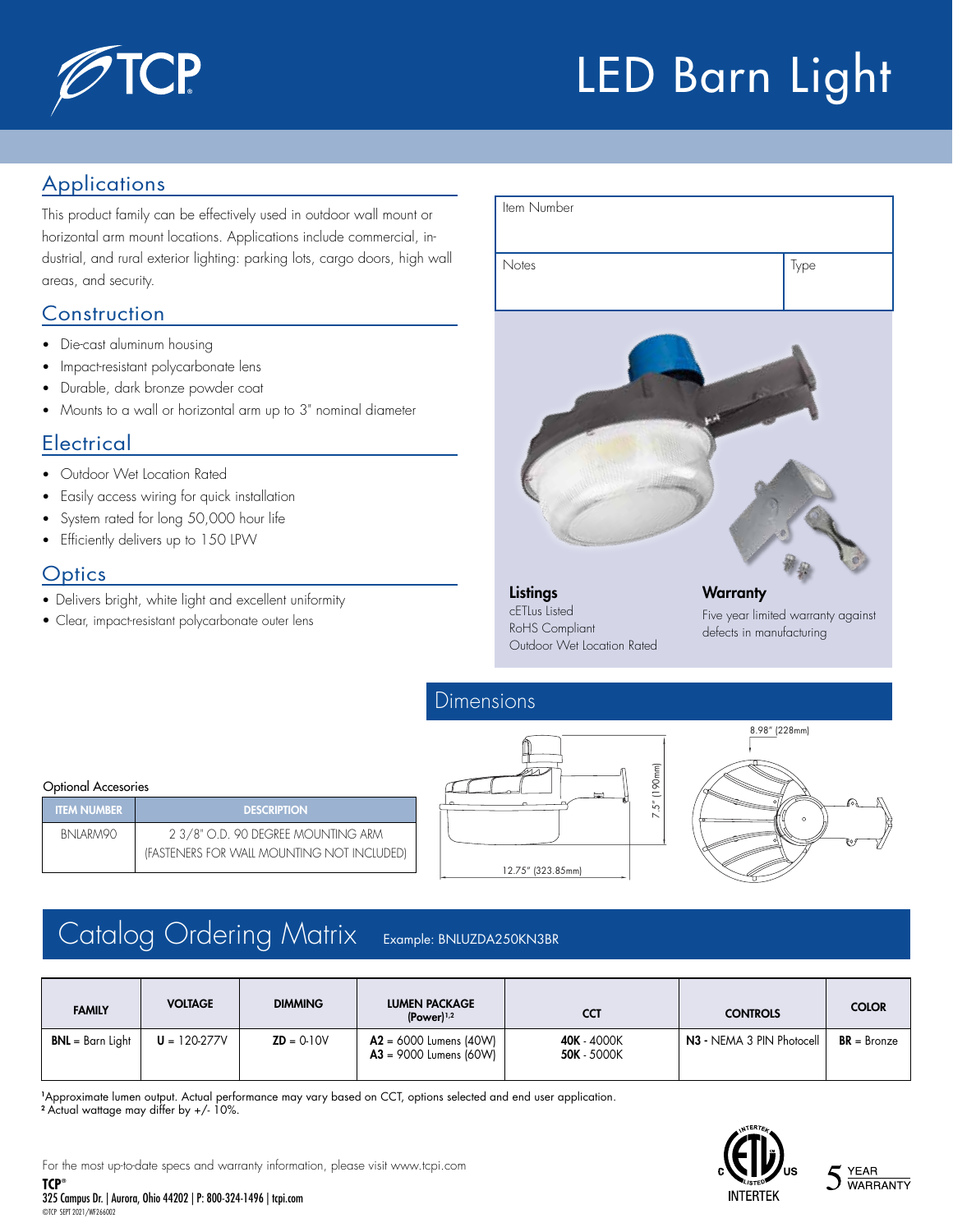# LED Barn Light

## Applications

This product family can be effectively used in outdoor wall mount or horizontal arm mount locations. Applications include commercial, industrial, and rural exterior lighting: parking lots, cargo doors, high wall areas, and security.

## Construction

- Die-cast aluminum housing
- Impact-resistant polycarbonate lens
- Durable, dark bronze powder coat
- Mounts to a wall or horizontal arm up to 3" nominal diameter

## Electrical

- Outdoor Wet Location Rated
- Easily access wiring for quick installation
- System rated for long 50,000 hour life
- Efficiently delivers up to 150 LPW

## Optics

- Delivers bright, white light and excellent uniformity
- Clear, impact-resistant polycarbonate outer lens

| | |
|---|---|
| Item Number | |
| Notes | Type |

**Listings**
cETLus Listed
RoHS Compliant
Outdoor Wet Location Rated

**Warranty**
Five year limited warranty against defects in manufacturing

## Dimensions

7.5" (190mm)
12.75" (323.85mm)
8.98" (228mm)

Optional Accesories

| ITEM NUMBER | DESCRIPTION |
|---|---|
| BNLARM90 | 2 3/8" O.D. 90 DEGREE MOUNTING ARM (FASTENERS FOR WALL MOUNTING NOT INCLUDED) |

## Catalog Ordering Matrix

Example: BNLUZDA250KN3BR

| FAMILY | VOLTAGE | DIMMING | LUMEN PACKAGE (Power)[1,2] | CCT | CONTROLS | COLOR |
|---|---|---|---|---|---|---|
| **BNL** = Barn Light | **U** = 120-277V | **ZD** = 0-10V | **A2** = 6000 Lumens (40W)<br>**A3** = 9000 Lumens (60W) | **40K** - 4000K<br>**50K** - 5000K | **N3** - NEMA 3 PIN Photocell | **BR** = Bronze |

[1]Approximate lumen output. Actual performance may vary based on CCT, options selected and end user application.
[2] Actual wattage may differ by +/- 10%.

For the most up-to-date specs and warranty information, please visit www.tcpi.com

TCP®
325 Campus Dr. | Aurora, Ohio 44202 | P: 800-324-1496 | tcpi.com
©TCP SEPT 2021/WF266002

INTERTEK

5 YEAR WARRANTY